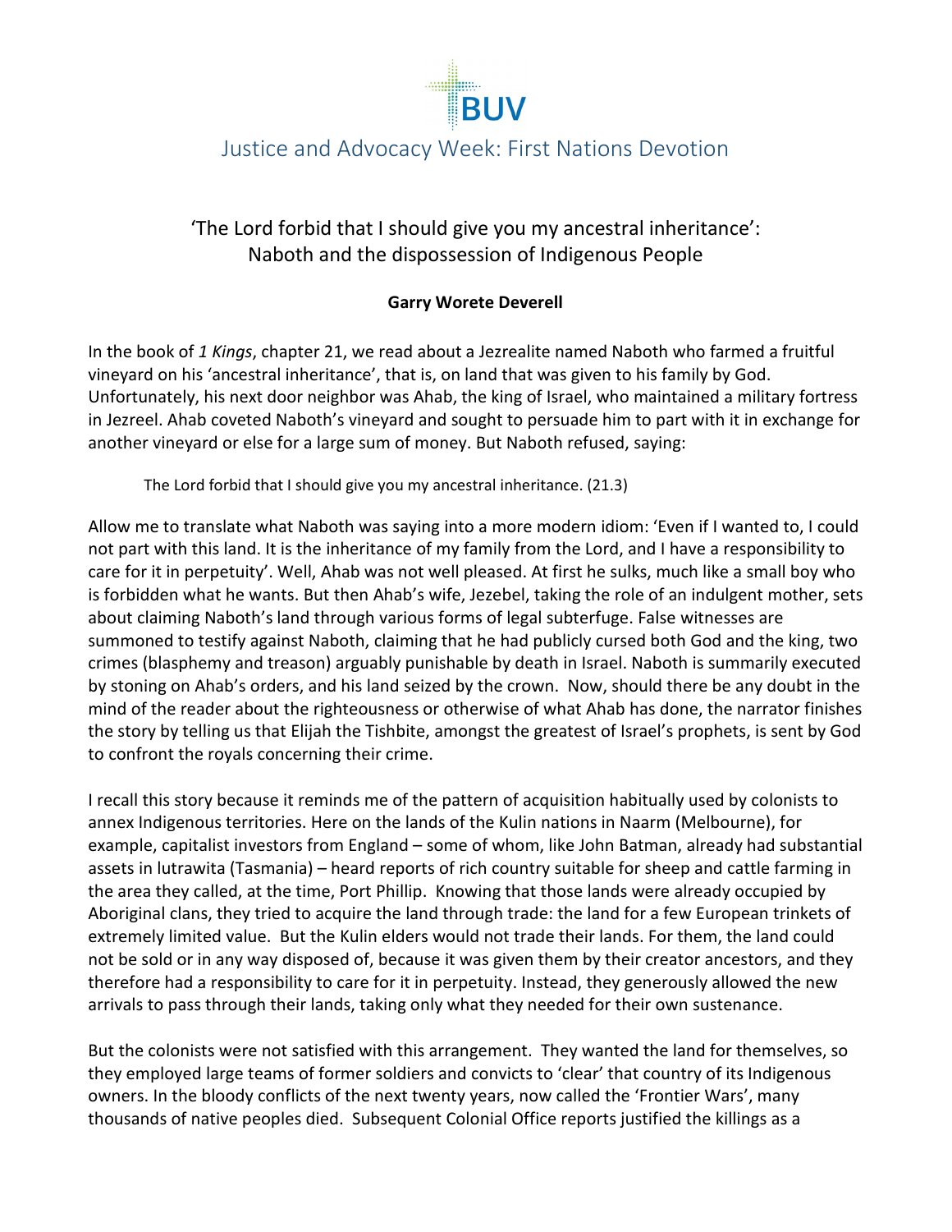BUV

# Justice and Advocacy Week: First Nations Devotion

## 'The Lord forbid that I should give you my ancestral inheritance': Naboth and the dispossession of Indigenous People

**Garry Worete Deverell**

In the book of *1 Kings*, chapter 21, we read about a Jezrealite named Naboth who farmed a fruitful vineyard on his 'ancestral inheritance', that is, on land that was given to his family by God. Unfortunately, his next door neighbor was Ahab, the king of Israel, who maintained a military fortress in Jezreel. Ahab coveted Naboth's vineyard and sought to persuade him to part with it in exchange for another vineyard or else for a large sum of money. But Naboth refused, saying:

> The Lord forbid that I should give you my ancestral inheritance. (21.3)

Allow me to translate what Naboth was saying into a more modern idiom: 'Even if I wanted to, I could not part with this land. It is the inheritance of my family from the Lord, and I have a responsibility to care for it in perpetuity'. Well, Ahab was not well pleased. At first he sulks, much like a small boy who is forbidden what he wants. But then Ahab's wife, Jezebel, taking the role of an indulgent mother, sets about claiming Naboth's land through various forms of legal subterfuge. False witnesses are summoned to testify against Naboth, claiming that he had publicly cursed both God and the king, two crimes (blasphemy and treason) arguably punishable by death in Israel. Naboth is summarily executed by stoning on Ahab's orders, and his land seized by the crown. Now, should there be any doubt in the mind of the reader about the righteousness or otherwise of what Ahab has done, the narrator finishes the story by telling us that Elijah the Tishbite, amongst the greatest of Israel's prophets, is sent by God to confront the royals concerning their crime.

I recall this story because it reminds me of the pattern of acquisition habitually used by colonists to annex Indigenous territories. Here on the lands of the Kulin nations in Naarm (Melbourne), for example, capitalist investors from England – some of whom, like John Batman, already had substantial assets in lutrawita (Tasmania) – heard reports of rich country suitable for sheep and cattle farming in the area they called, at the time, Port Phillip. Knowing that those lands were already occupied by Aboriginal clans, they tried to acquire the land through trade: the land for a few European trinkets of extremely limited value. But the Kulin elders would not trade their lands. For them, the land could not be sold or in any way disposed of, because it was given them by their creator ancestors, and they therefore had a responsibility to care for it in perpetuity. Instead, they generously allowed the new arrivals to pass through their lands, taking only what they needed for their own sustenance.

But the colonists were not satisfied with this arrangement. They wanted the land for themselves, so they employed large teams of former soldiers and convicts to 'clear' that country of its Indigenous owners. In the bloody conflicts of the next twenty years, now called the 'Frontier Wars', many thousands of native peoples died. Subsequent Colonial Office reports justified the killings as a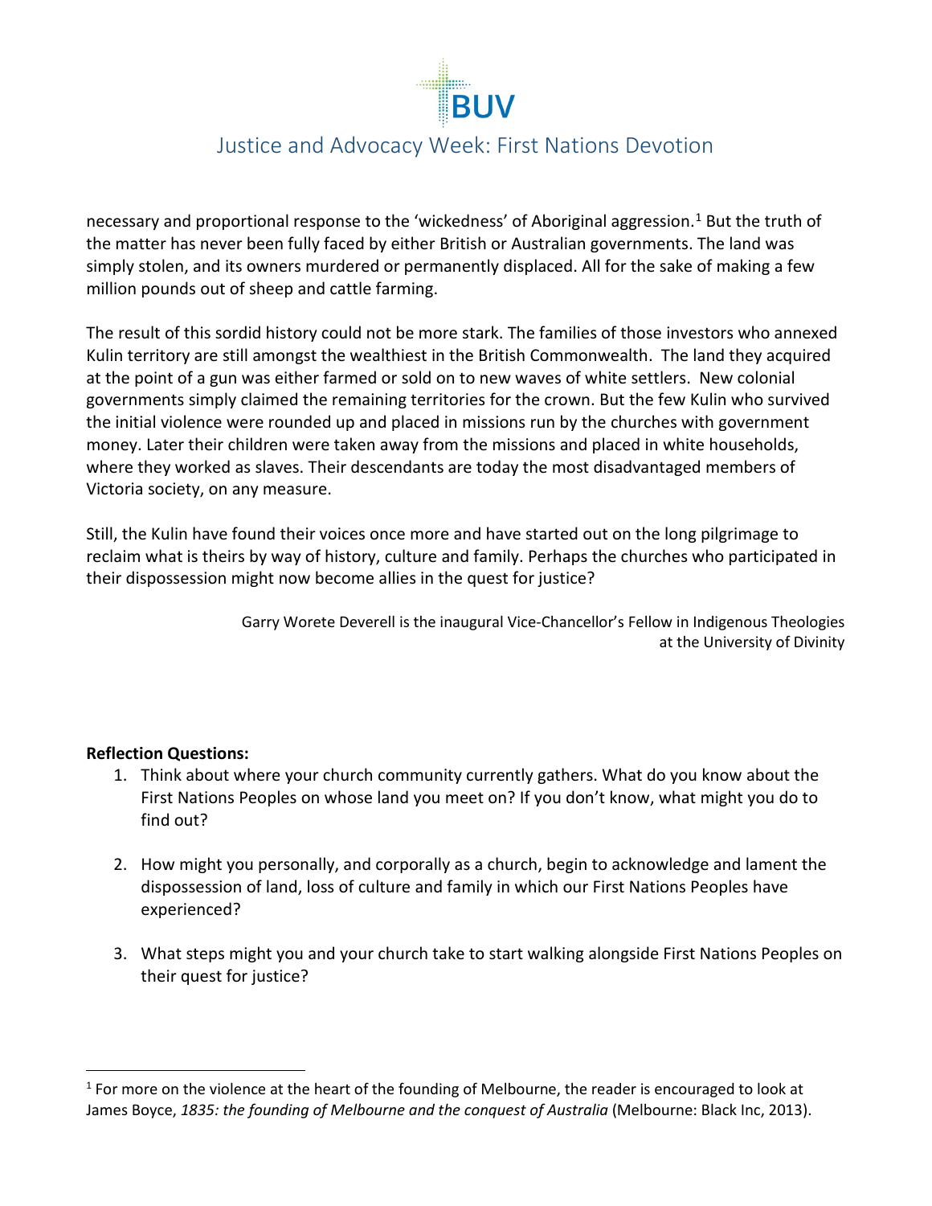necessary and proportional response to the 'wickedness' of Aboriginal aggression.[1] But the truth of the matter has never been fully faced by either British or Australian governments. The land was simply stolen, and its owners murdered or permanently displaced. All for the sake of making a few million pounds out of sheep and cattle farming.

The result of this sordid history could not be more stark. The families of those investors who annexed Kulin territory are still amongst the wealthiest in the British Commonwealth. The land they acquired at the point of a gun was either farmed or sold on to new waves of white settlers. New colonial governments simply claimed the remaining territories for the crown. But the few Kulin who survived the initial violence were rounded up and placed in missions run by the churches with government money. Later their children were taken away from the missions and placed in white households, where they worked as slaves. Their descendants are today the most disadvantaged members of Victoria society, on any measure.

Still, the Kulin have found their voices once more and have started out on the long pilgrimage to reclaim what is theirs by way of history, culture and family. Perhaps the churches who participated in their dispossession might now become allies in the quest for justice?

Garry Worete Deverell is the inaugural Vice-Chancellor's Fellow in Indigenous Theologies at the University of Divinity

**Reflection Questions:**

1. Think about where your church community currently gathers. What do you know about the First Nations Peoples on whose land you meet on? If you don't know, what might you do to find out?

2. How might you personally, and corporally as a church, begin to acknowledge and lament the dispossession of land, loss of culture and family in which our First Nations Peoples have experienced?

3. What steps might you and your church take to start walking alongside First Nations Peoples on their quest for justice?

[1] For more on the violence at the heart of the founding of Melbourne, the reader is encouraged to look at James Boyce, *1835: the founding of Melbourne and the conquest of Australia* (Melbourne: Black Inc, 2013).